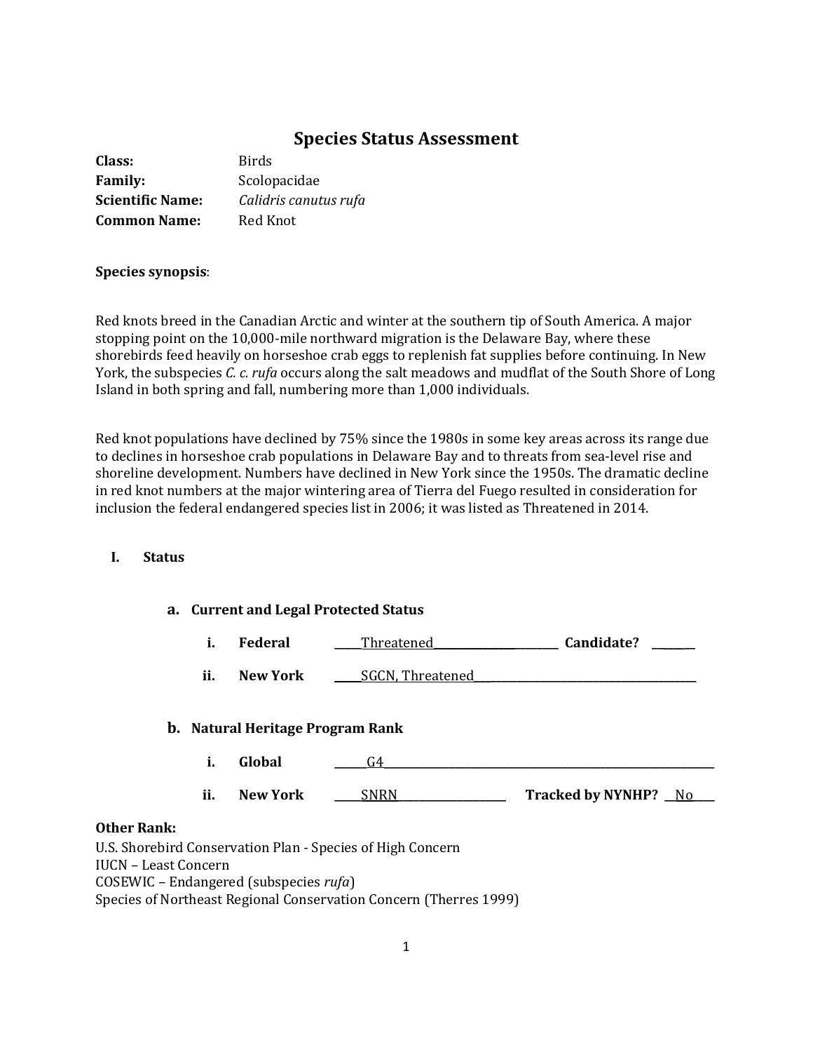# Species Status Assessment

**Class:** Birds
**Family:** Scolopacidae
**Scientific Name:** *Calidris canutus rufa*
**Common Name:** Red Knot

**Species synopsis**:

Red knots breed in the Canadian Arctic and winter at the southern tip of South America. A major stopping point on the 10,000-mile northward migration is the Delaware Bay, where these shorebirds feed heavily on horseshoe crab eggs to replenish fat supplies before continuing. In New York, the subspecies *C. c. rufa* occurs along the salt meadows and mudflat of the South Shore of Long Island in both spring and fall, numbering more than 1,000 individuals.

Red knot populations have declined by 75% since the 1980s in some key areas across its range due to declines in horseshoe crab populations in Delaware Bay and to threats from sea-level rise and shoreline development. Numbers have declined in New York since the 1950s. The dramatic decline in red knot numbers at the major wintering area of Tierra del Fuego resulted in consideration for inclusion the federal endangered species list in 2006; it was listed as Threatened in 2014.

## I. Status

### a. Current and Legal Protected Status

i. **Federal** ______Threatened______________ **Candidate?** _______

ii. **New York** ______SGCN, Threatened______________

### b. Natural Heritage Program Rank

i. **Global** ______G4______________

ii. **New York** ______SNRN______________ **Tracked by NYNHP?** __No__

**Other Rank:**

U.S. Shorebird Conservation Plan - Species of High Concern
IUCN – Least Concern
COSEWIC – Endangered (subspecies *rufa*)
Species of Northeast Regional Conservation Concern (Therres 1999)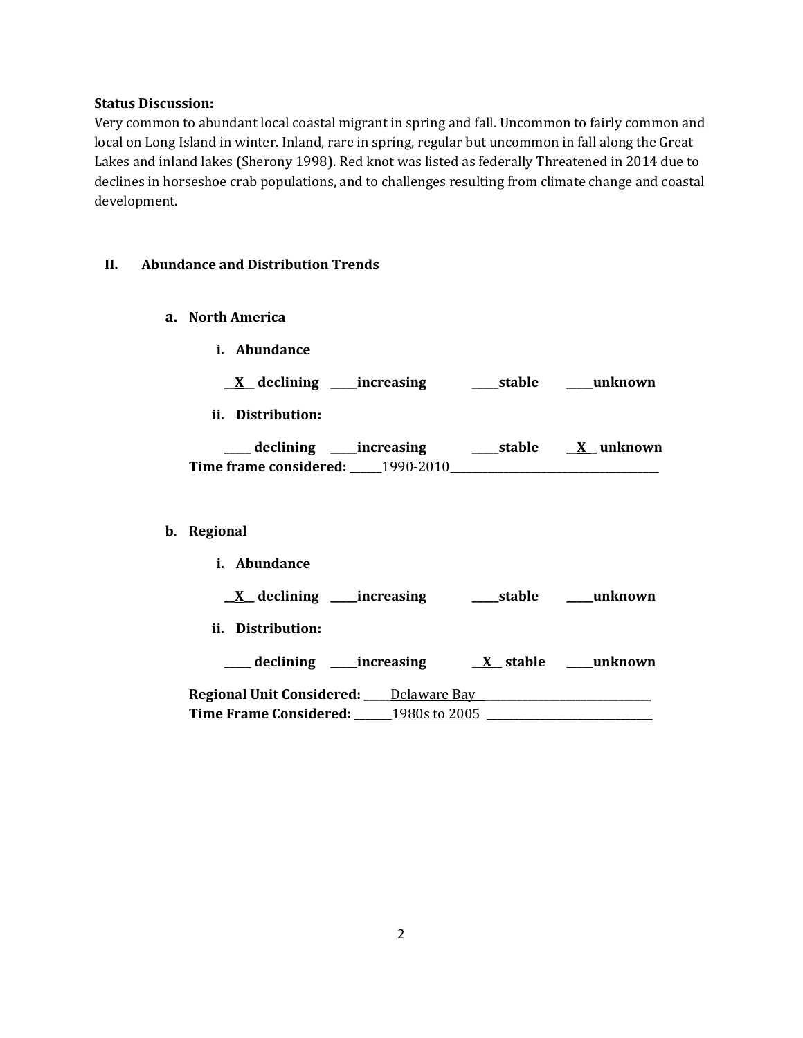**Status Discussion:**
Very common to abundant local coastal migrant in spring and fall. Uncommon to fairly common and local on Long Island in winter. Inland, rare in spring, regular but uncommon in fall along the Great Lakes and inland lakes (Sherony 1998). Red knot was listed as federally Threatened in 2014 due to declines in horseshoe crab populations, and to challenges resulting from climate change and coastal development.

## II. Abundance and Distribution Trends

### a. North America

**i. Abundance**

**\_\_X\_\_ declining \_\_\_\_\_increasing \_\_\_\_\_stable \_\_\_\_\_unknown**

**ii. Distribution:**

**\_\_\_\_\_ declining \_\_\_\_\_increasing \_\_\_\_\_stable \_\_X\_\_ unknown**

**Time frame considered:** \_\_\_\_\_\_1990-2010\_\_\_\_\_\_\_\_\_\_\_\_\_\_\_\_\_\_\_\_\_\_\_\_\_\_\_\_\_\_\_\_\_\_\_\_\_\_\_

### b. Regional

**i. Abundance**

**\_\_X\_\_ declining \_\_\_\_\_increasing \_\_\_\_\_stable \_\_\_\_\_unknown**

**ii. Distribution:**

**\_\_\_\_\_ declining \_\_\_\_\_increasing \_\_X\_\_ stable \_\_\_\_\_unknown**

**Regional Unit Considered:** \_\_\_\_\_Delaware Bay \_\_\_\_\_\_\_\_\_\_\_\_\_\_\_\_\_\_\_\_\_\_\_\_\_\_\_\_\_\_\_

**Time Frame Considered:** \_\_\_\_\_\_\_1980s to 2005 \_\_\_\_\_\_\_\_\_\_\_\_\_\_\_\_\_\_\_\_\_\_\_\_\_\_\_\_\_\_\_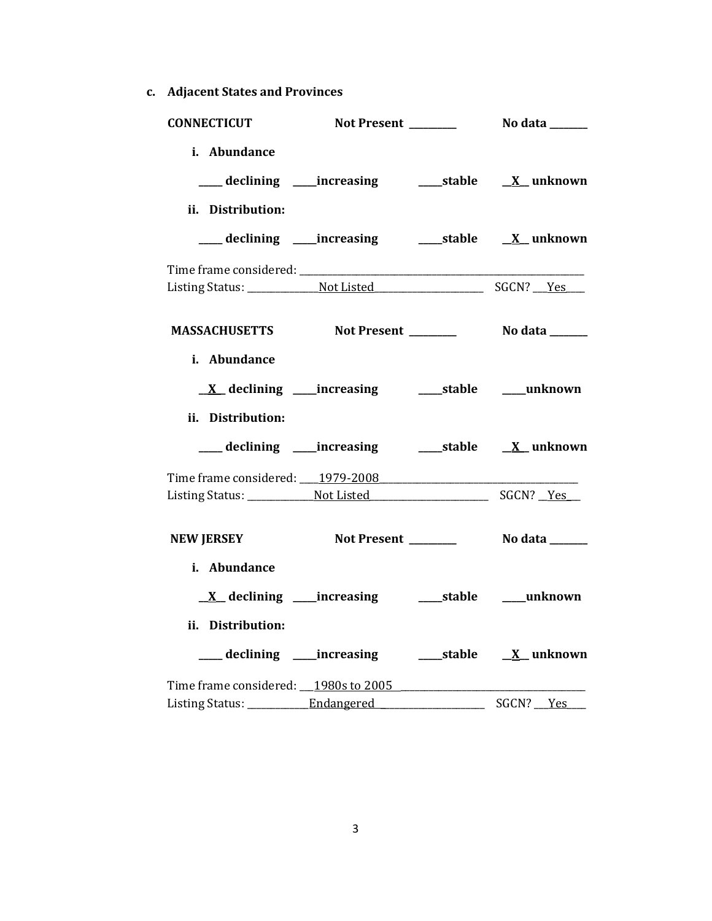**c. Adjacent States and Provinces**

**CONNECTICUT** **Not Present \_\_\_\_\_\_\_\_\_** **No data \_\_\_\_\_\_\_**

**i. Abundance**

**\_\_\_\_\_ declining \_\_\_\_\_increasing \_\_\_\_\_stable \_\_X\_\_ unknown**

**ii. Distribution:**

**\_\_\_\_\_ declining \_\_\_\_\_increasing \_\_\_\_\_stable \_\_X\_\_ unknown**

Time frame considered: \_\_\_\_\_\_\_\_\_\_\_\_\_\_\_\_\_\_\_\_\_\_\_\_\_\_\_\_\_\_\_\_\_\_\_\_\_\_\_\_\_\_\_\_\_\_\_\_\_\_\_\_\_\_\_\_\_\_\_\_
Listing Status: \_\_\_\_\_\_\_\_\_\_\_\_\_\_\_Not Listed\_\_\_\_\_\_\_\_\_\_\_\_\_\_\_\_\_\_\_\_\_\_\_\_ SGCN? \_\_\_Yes\_\_\_\_

**MASSACHUSETTS** **Not Present \_\_\_\_\_\_\_\_\_** **No data \_\_\_\_\_\_\_**

**i. Abundance**

**\_\_X\_\_ declining \_\_\_\_\_increasing \_\_\_\_\_stable \_\_\_\_\_unknown**

**ii. Distribution:**

**\_\_\_\_\_ declining \_\_\_\_\_increasing \_\_\_\_\_stable \_\_X\_\_ unknown**

Time frame considered: \_\_\_\_1979-2008\_\_\_\_\_\_\_\_\_\_\_\_\_\_\_\_\_\_\_\_\_\_\_\_\_\_\_\_\_\_\_\_\_\_\_\_\_\_\_\_\_\_\_
Listing Status: \_\_\_\_\_\_\_\_\_\_\_\_\_\_Not Listed\_\_\_\_\_\_\_\_\_\_\_\_\_\_\_\_\_\_\_\_\_\_\_\_\_\_ SGCN? \_\_Yes\_\_

**NEW JERSEY** **Not Present \_\_\_\_\_\_\_\_\_** **No data \_\_\_\_\_\_\_**

**i. Abundance**

**\_\_X\_\_ declining \_\_\_\_\_increasing \_\_\_\_\_stable \_\_\_\_\_unknown**

**ii. Distribution:**

**\_\_\_\_\_ declining \_\_\_\_\_increasing \_\_\_\_\_stable \_\_X\_\_ unknown**

Time frame considered: \_\_\_1980s to 2005 \_\_\_\_\_\_\_\_\_\_\_\_\_\_\_\_\_\_\_\_\_\_\_\_\_\_\_\_\_\_\_\_\_\_\_\_\_\_\_
Listing Status: \_\_\_\_\_\_\_\_\_\_\_\_\_Endangered \_\_\_\_\_\_\_\_\_\_\_\_\_\_\_\_\_\_\_\_\_\_\_ SGCN? \_\_\_Yes\_\_\_\_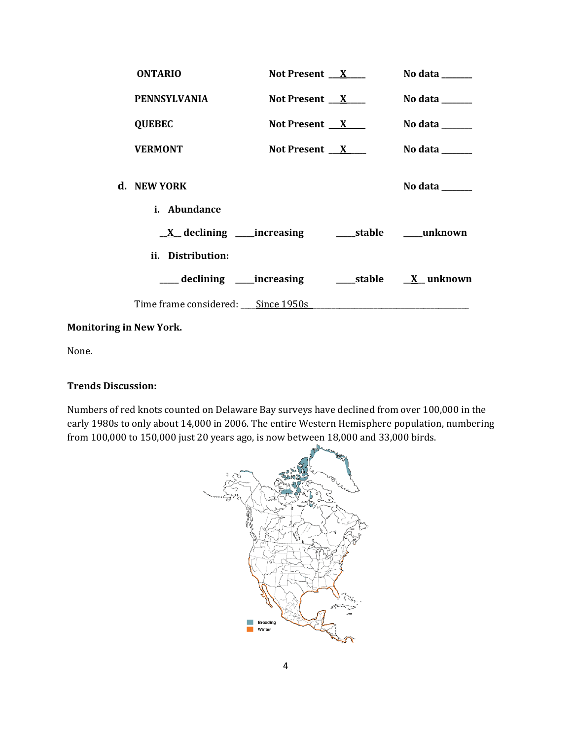| | | |
|---|---|---|
| **ONTARIO** | **Not Present __X__** | **No data ______** |
| **PENNSYLVANIA** | **Not Present __X__** | **No data ______** |
| **QUEBEC** | **Not Present __X__** | **No data ______** |
| **VERMONT** | **Not Present __X__** | **No data ______** |

**d. NEW YORK** **No data ______**

**i. Abundance**

**__X__ declining ____increasing ____stable ____unknown**

**ii. Distribution:**

**____ declining ____increasing ____stable __X__ unknown**

Time frame considered: ___Since 1950s___

**Monitoring in New York.**

None.

**Trends Discussion:**

Numbers of red knots counted on Delaware Bay surveys have declined from over 100,000 in the early 1980s to only about 14,000 in 2006. The entire Western Hemisphere population, numbering from 100,000 to 150,000 just 20 years ago, is now between 18,000 and 33,000 birds.

Breeding
Winter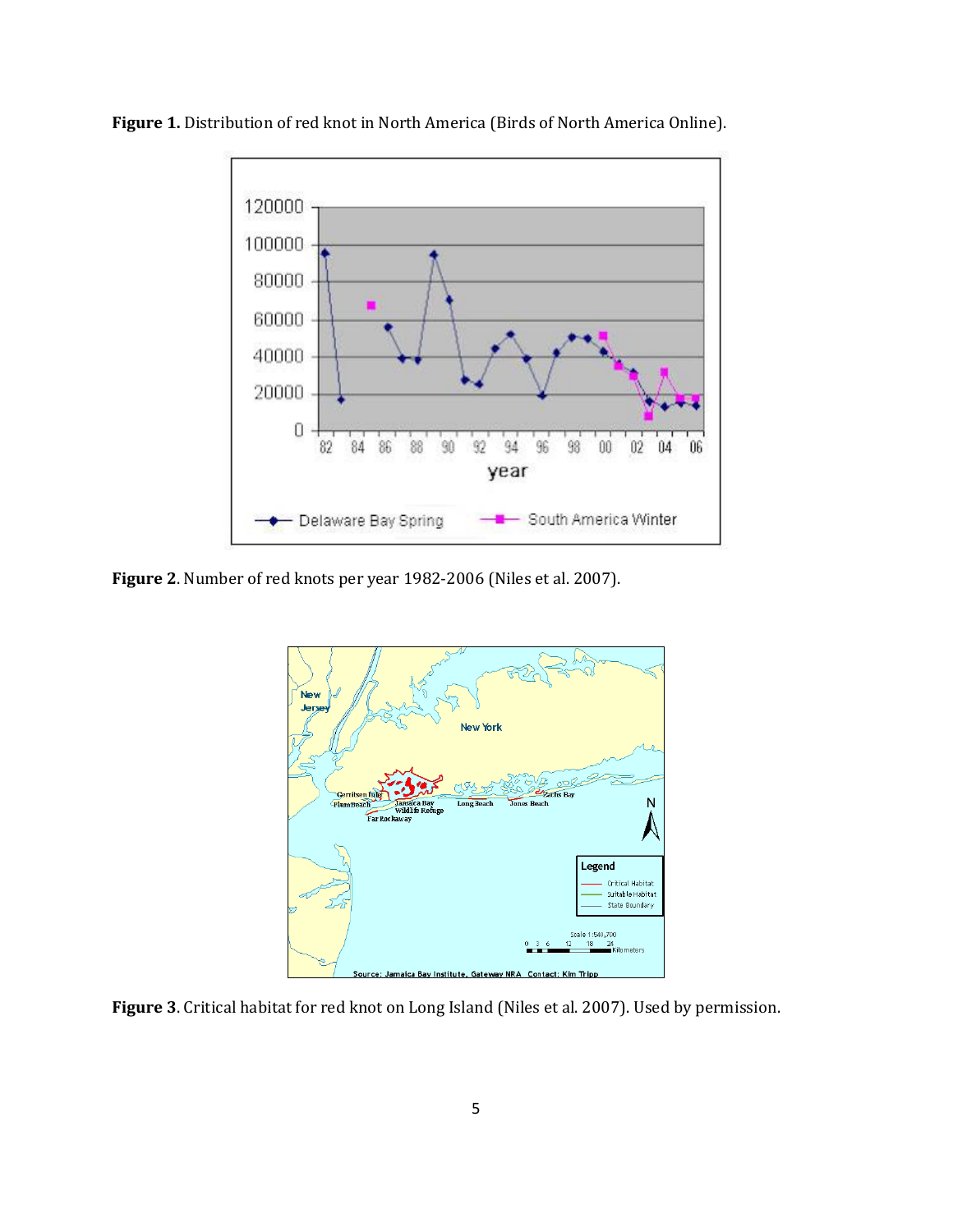**Figure 1.** Distribution of red knot in North America (Birds of North America Online).

**Figure 2**. Number of red knots per year 1982-2006 (Niles et al. 2007).

**Figure 3**. Critical habitat for red knot on Long Island (Niles et al. 2007). Used by permission.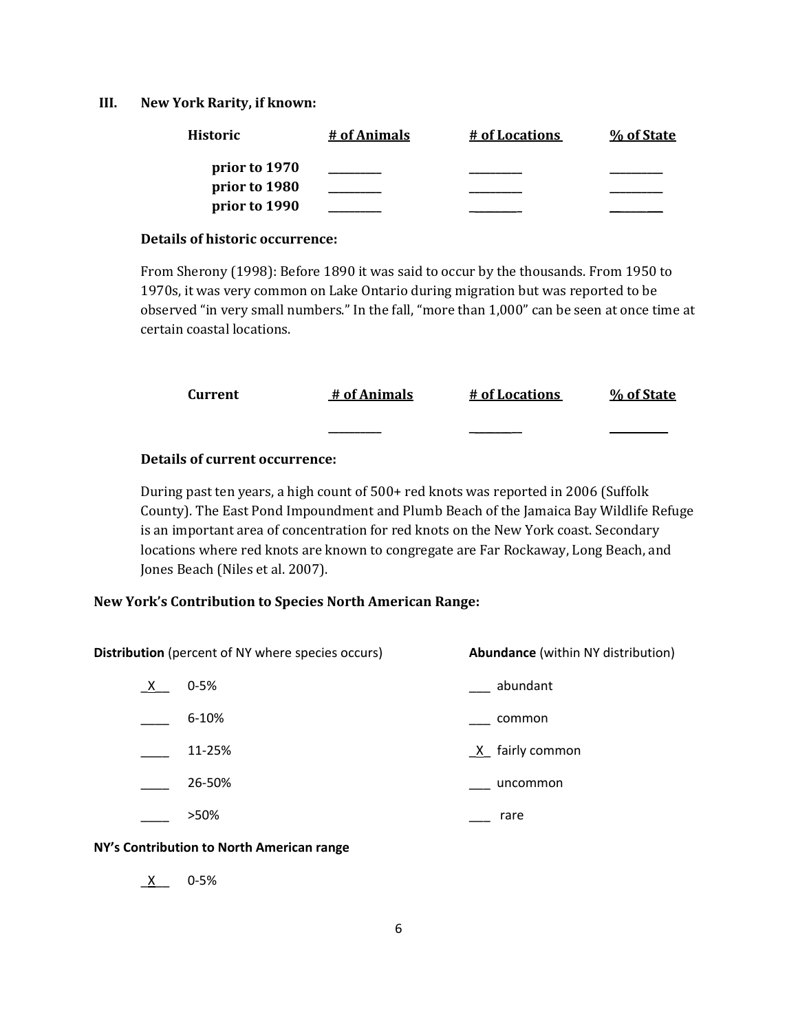### III. New York Rarity, if known:

| Historic | # of Animals | # of Locations | % of State |
|---|---|---|---|
| prior to 1970 | _________ | _________ | _________ |
| prior to 1980 | _________ | _________ | _________ |
| prior to 1990 | _________ | _________ | _________ |

**Details of historic occurrence:**

From Sherony (1998): Before 1890 it was said to occur by the thousands. From 1950 to 1970s, it was very common on Lake Ontario during migration but was reported to be observed "in very small numbers." In the fall, "more than 1,000" can be seen at once time at certain coastal locations.

| Current | # of Animals | # of Locations | % of State |
|---|---|---|---|
| | _________ | _________ | _________ |

**Details of current occurrence:**

During past ten years, a high count of 500+ red knots was reported in 2006 (Suffolk County). The East Pond Impoundment and Plumb Beach of the Jamaica Bay Wildlife Refuge is an important area of concentration for red knots on the New York coast. Secondary locations where red knots are known to congregate are Far Rockaway, Long Beach, and Jones Beach (Niles et al. 2007).

**New York's Contribution to Species North American Range:**

**Distribution** (percent of NY where species occurs)

_X__ 0-5%

____ 6-10%

____ 11-25%

____ 26-50%

____ >50%

**Abundance** (within NY distribution)

___ abundant

___ common

_X_ fairly common

___ uncommon

___ rare

**NY's Contribution to North American range**

_X__ 0-5%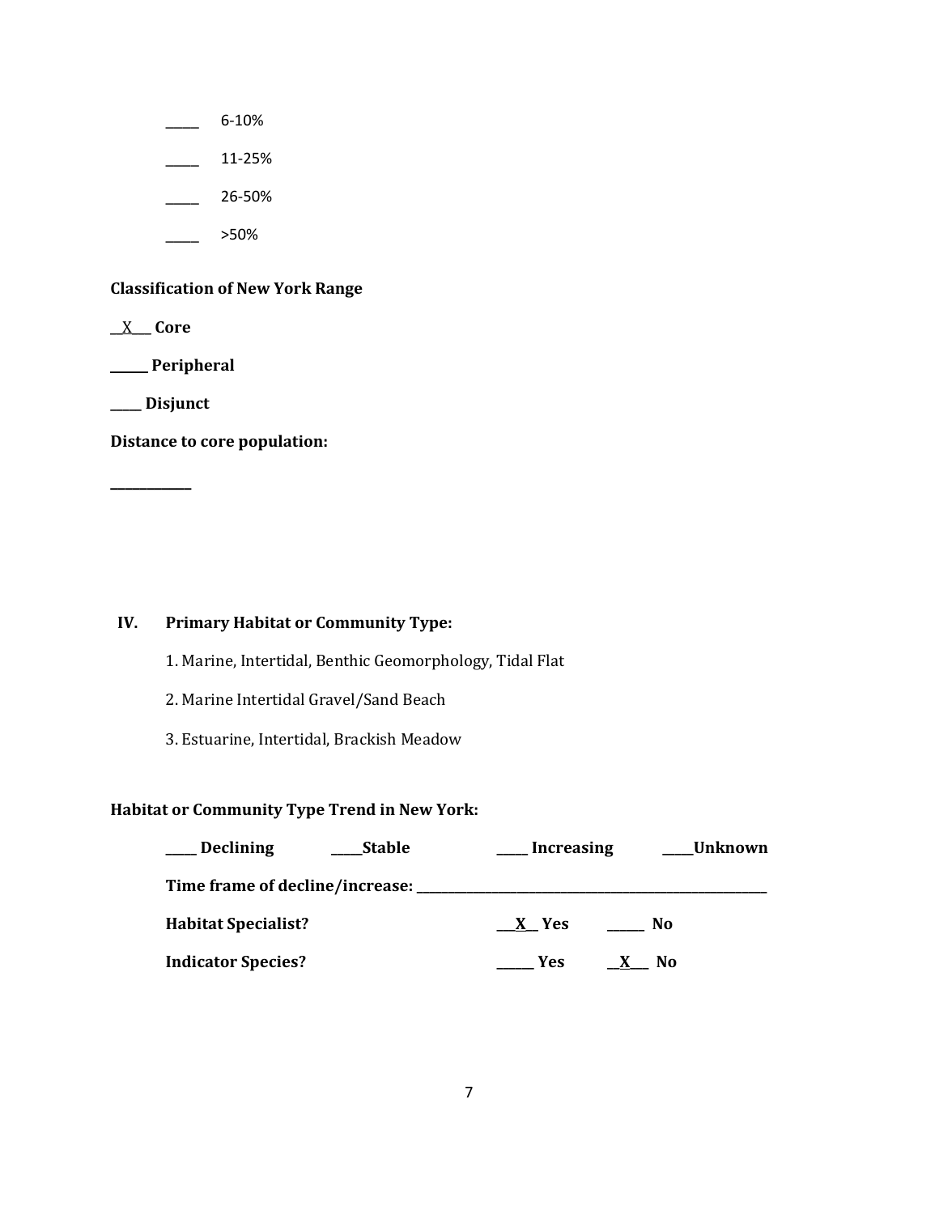____ 6-10%

____ 11-25%

____ 26-50%

____ >50%

**Classification of New York Range**

__X___ **Core**

_____ **Peripheral**

____ **Disjunct**

**Distance to core population:**

___________

## IV. Primary Habitat or Community Type:

1. Marine, Intertidal, Benthic Geomorphology, Tidal Flat

2. Marine Intertidal Gravel/Sand Beach

3. Estuarine, Intertidal, Brackish Meadow

**Habitat or Community Type Trend in New York:**

**____ Declining** **____Stable** **____ Increasing** **____Unknown**

**Time frame of decline/increase: ___________________________________________**

**Habitat Specialist?** **__X__ Yes** **_____ No**

**Indicator Species?** **_____ Yes** **__X___ No**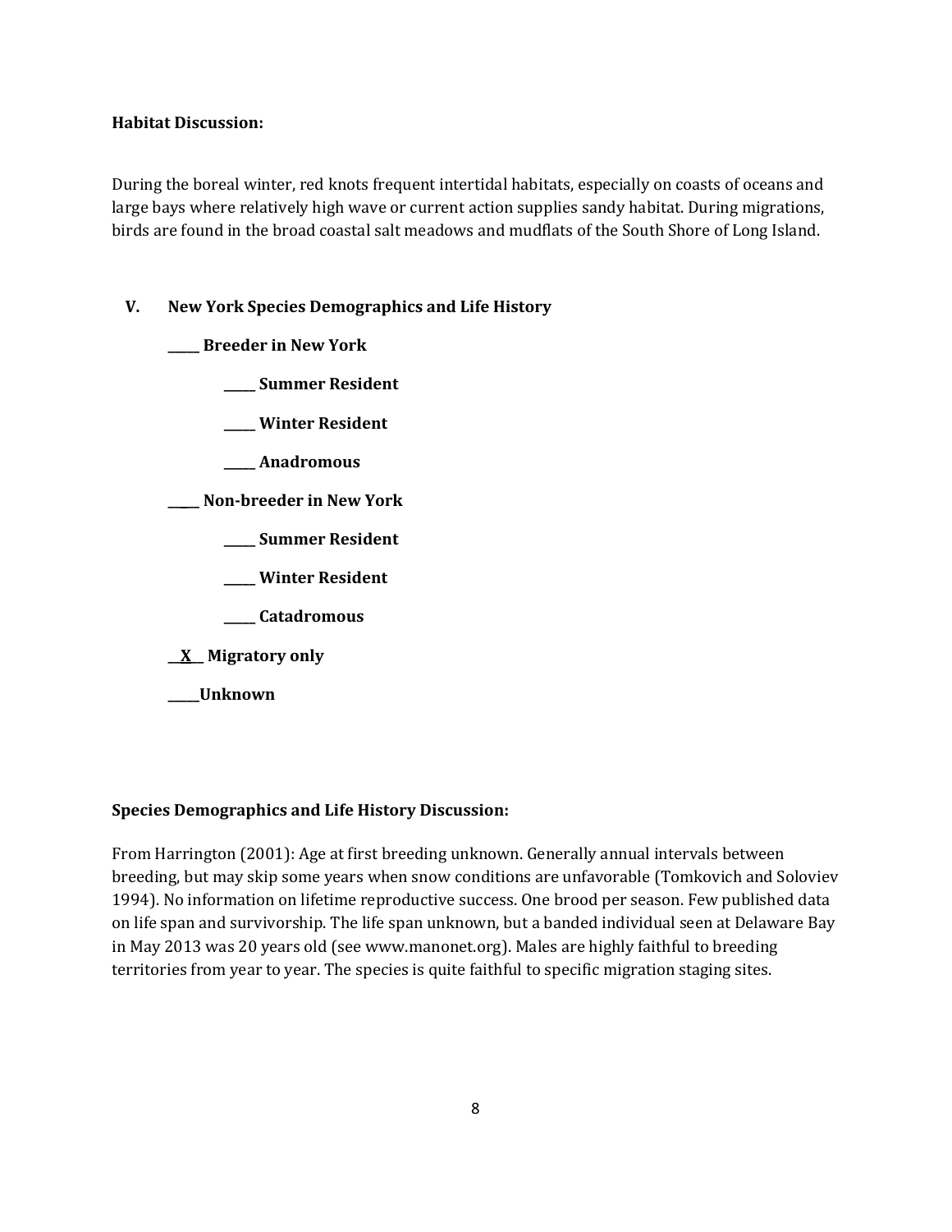**Habitat Discussion:**

During the boreal winter, red knots frequent intertidal habitats, especially on coasts of oceans and large bays where relatively high wave or current action supplies sandy habitat. During migrations, birds are found in the broad coastal salt meadows and mudflats of the South Shore of Long Island.

**V. New York Species Demographics and Life History**

**_____ Breeder in New York**

- **_____ Summer Resident**
- **_____ Winter Resident**
- **_____ Anadromous**

**_____ Non-breeder in New York**

- **_____ Summer Resident**
- **_____ Winter Resident**
- **_____ Catadromous**

**__X__ Migratory only**

**_____Unknown**

**Species Demographics and Life History Discussion:**

From Harrington (2001): Age at first breeding unknown. Generally annual intervals between breeding, but may skip some years when snow conditions are unfavorable (Tomkovich and Soloviev 1994). No information on lifetime reproductive success. One brood per season. Few published data on life span and survivorship. The life span unknown, but a banded individual seen at Delaware Bay in May 2013 was 20 years old (see www.manonet.org). Males are highly faithful to breeding territories from year to year. The species is quite faithful to specific migration staging sites.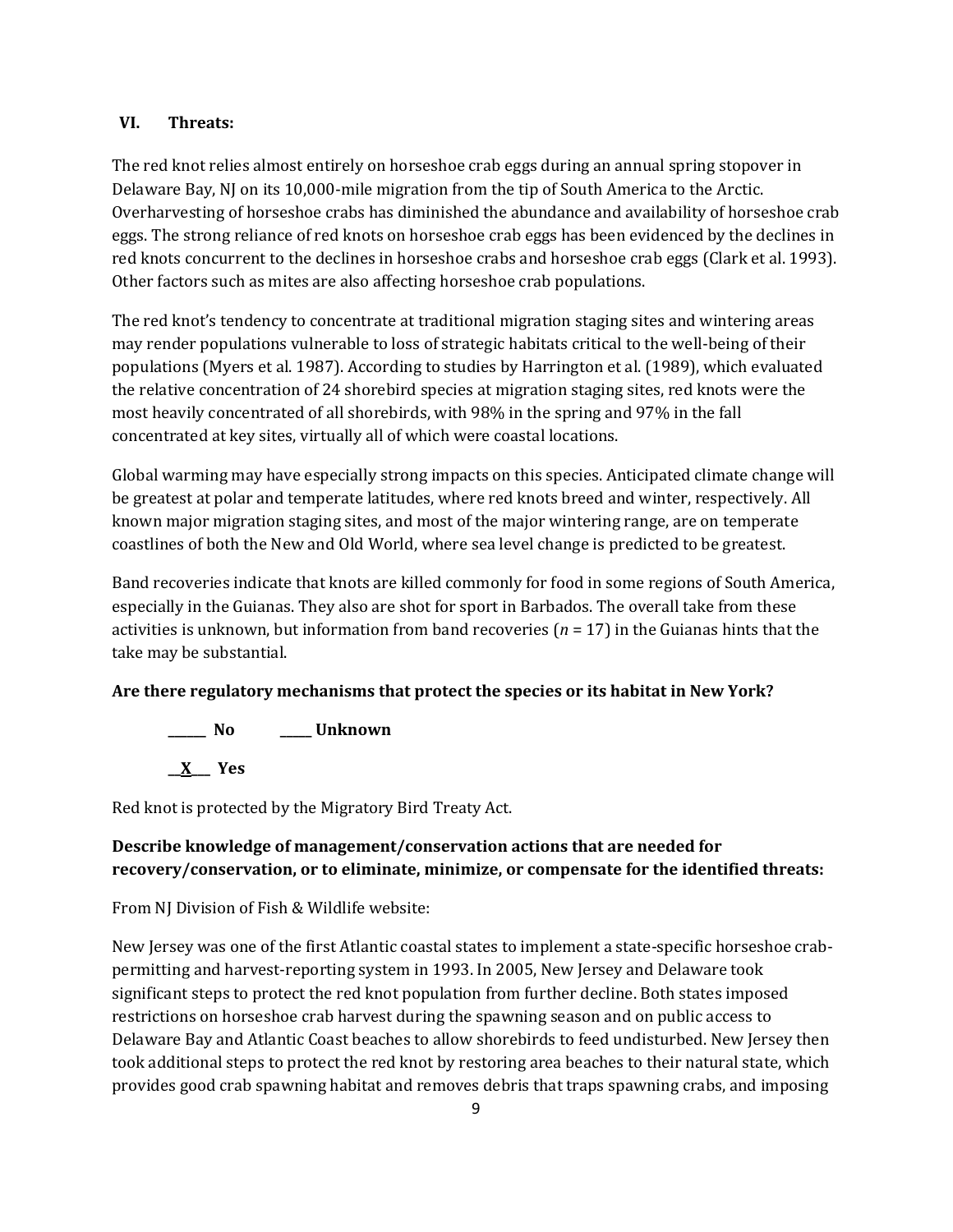## VI. Threats:

The red knot relies almost entirely on horseshoe crab eggs during an annual spring stopover in Delaware Bay, NJ on its 10,000-mile migration from the tip of South America to the Arctic. Overharvesting of horseshoe crabs has diminished the abundance and availability of horseshoe crab eggs. The strong reliance of red knots on horseshoe crab eggs has been evidenced by the declines in red knots concurrent to the declines in horseshoe crabs and horseshoe crab eggs (Clark et al. 1993). Other factors such as mites are also affecting horseshoe crab populations.

The red knot's tendency to concentrate at traditional migration staging sites and wintering areas may render populations vulnerable to loss of strategic habitats critical to the well-being of their populations (Myers et al. 1987). According to studies by Harrington et al. (1989), which evaluated the relative concentration of 24 shorebird species at migration staging sites, red knots were the most heavily concentrated of all shorebirds, with 98% in the spring and 97% in the fall concentrated at key sites, virtually all of which were coastal locations.

Global warming may have especially strong impacts on this species. Anticipated climate change will be greatest at polar and temperate latitudes, where red knots breed and winter, respectively. All known major migration staging sites, and most of the major wintering range, are on temperate coastlines of both the New and Old World, where sea level change is predicted to be greatest.

Band recoveries indicate that knots are killed commonly for food in some regions of South America, especially in the Guianas. They also are shot for sport in Barbados. The overall take from these activities is unknown, but information from band recoveries (*n* = 17) in the Guianas hints that the take may be substantial.

**Are there regulatory mechanisms that protect the species or its habitat in New York?**

**\_\_\_\_\_\_ No \_\_\_\_\_ Unknown**

**\_\_X\_\_\_ Yes**

Red knot is protected by the Migratory Bird Treaty Act.

**Describe knowledge of management/conservation actions that are needed for recovery/conservation, or to eliminate, minimize, or compensate for the identified threats:**

From NJ Division of Fish & Wildlife website:

New Jersey was one of the first Atlantic coastal states to implement a state-specific horseshoe crab-permitting and harvest-reporting system in 1993. In 2005, New Jersey and Delaware took significant steps to protect the red knot population from further decline. Both states imposed restrictions on horseshoe crab harvest during the spawning season and on public access to Delaware Bay and Atlantic Coast beaches to allow shorebirds to feed undisturbed. New Jersey then took additional steps to protect the red knot by restoring area beaches to their natural state, which provides good crab spawning habitat and removes debris that traps spawning crabs, and imposing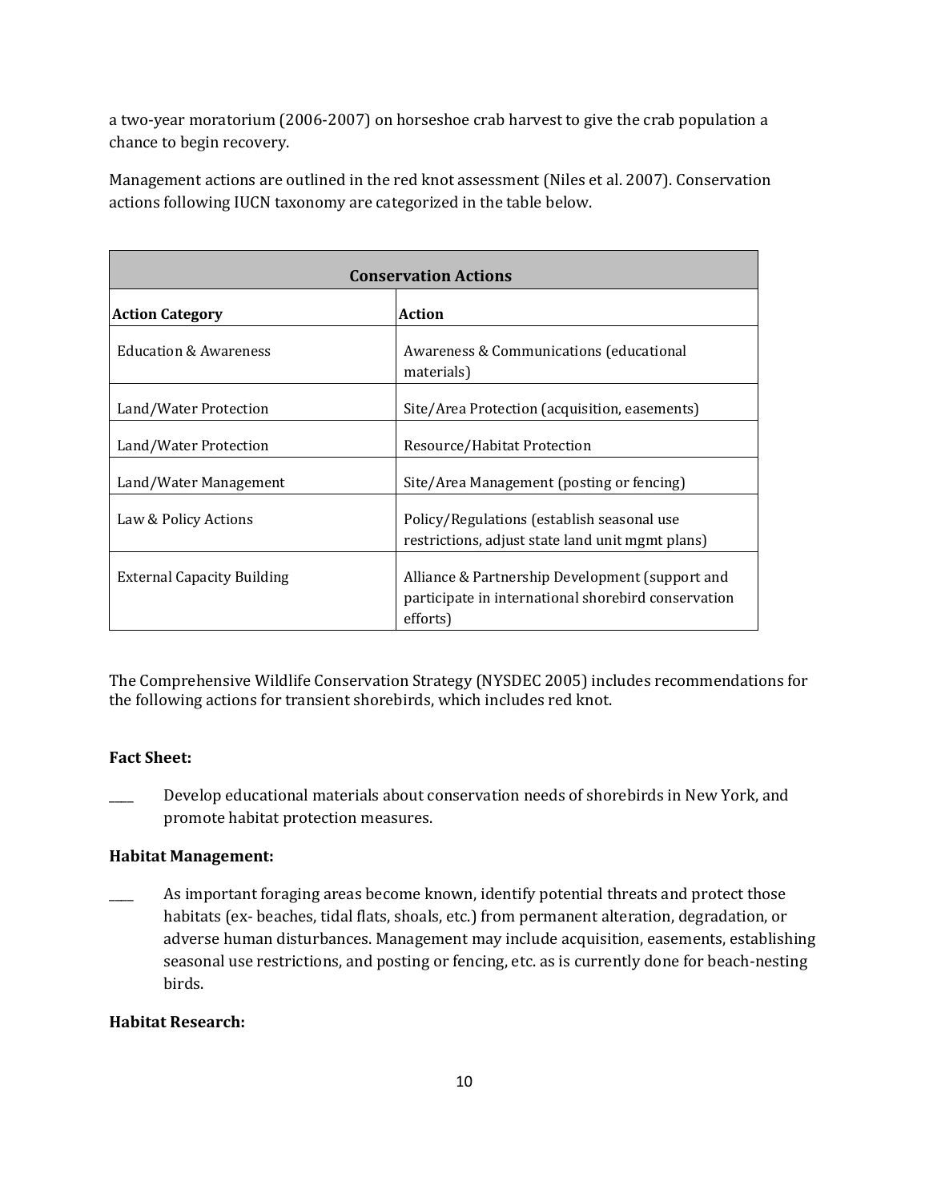a two-year moratorium (2006-2007) on horseshoe crab harvest to give the crab population a chance to begin recovery.

Management actions are outlined in the red knot assessment (Niles et al. 2007). Conservation actions following IUCN taxonomy are categorized in the table below.

| Conservation Actions | |
|---|---|
| **Action Category** | **Action** |
| Education & Awareness | Awareness & Communications (educational materials) |
| Land/Water Protection | Site/Area Protection (acquisition, easements) |
| Land/Water Protection | Resource/Habitat Protection |
| Land/Water Management | Site/Area Management (posting or fencing) |
| Law & Policy Actions | Policy/Regulations (establish seasonal use restrictions, adjust state land unit mgmt plans) |
| External Capacity Building | Alliance & Partnership Development (support and participate in international shorebird conservation efforts) |

The Comprehensive Wildlife Conservation Strategy (NYSDEC 2005) includes recommendations for the following actions for transient shorebirds, which includes red knot.

**Fact Sheet:**

____ Develop educational materials about conservation needs of shorebirds in New York, and promote habitat protection measures.

**Habitat Management:**

____ As important foraging areas become known, identify potential threats and protect those habitats (ex- beaches, tidal flats, shoals, etc.) from permanent alteration, degradation, or adverse human disturbances. Management may include acquisition, easements, establishing seasonal use restrictions, and posting or fencing, etc. as is currently done for beach-nesting birds.

**Habitat Research:**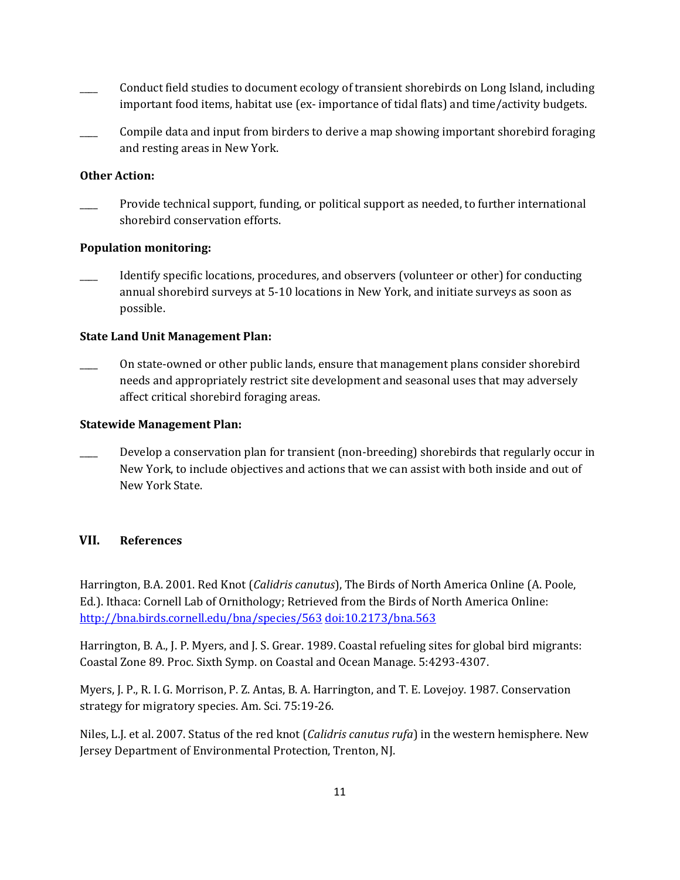____ Conduct field studies to document ecology of transient shorebirds on Long Island, including important food items, habitat use (ex- importance of tidal flats) and time/activity budgets.

____ Compile data and input from birders to derive a map showing important shorebird foraging and resting areas in New York.

**Other Action:**

____ Provide technical support, funding, or political support as needed, to further international shorebird conservation efforts.

**Population monitoring:**

____ Identify specific locations, procedures, and observers (volunteer or other) for conducting annual shorebird surveys at 5-10 locations in New York, and initiate surveys as soon as possible.

**State Land Unit Management Plan:**

____ On state-owned or other public lands, ensure that management plans consider shorebird needs and appropriately restrict site development and seasonal uses that may adversely affect critical shorebird foraging areas.

**Statewide Management Plan:**

____ Develop a conservation plan for transient (non-breeding) shorebirds that regularly occur in New York, to include objectives and actions that we can assist with both inside and out of New York State.

## VII. References

Harrington, B.A. 2001. Red Knot (*Calidris canutus*), The Birds of North America Online (A. Poole, Ed.). Ithaca: Cornell Lab of Ornithology; Retrieved from the Birds of North America Online: http://bna.birds.cornell.edu/bna/species/563 doi:10.2173/bna.563

Harrington, B. A., J. P. Myers, and J. S. Grear. 1989. Coastal refueling sites for global bird migrants: Coastal Zone 89. Proc. Sixth Symp. on Coastal and Ocean Manage. 5:4293-4307.

Myers, J. P., R. I. G. Morrison, P. Z. Antas, B. A. Harrington, and T. E. Lovejoy. 1987. Conservation strategy for migratory species. Am. Sci. 75:19-26.

Niles, L.J. et al. 2007. Status of the red knot (*Calidris canutus rufa*) in the western hemisphere. New Jersey Department of Environmental Protection, Trenton, NJ.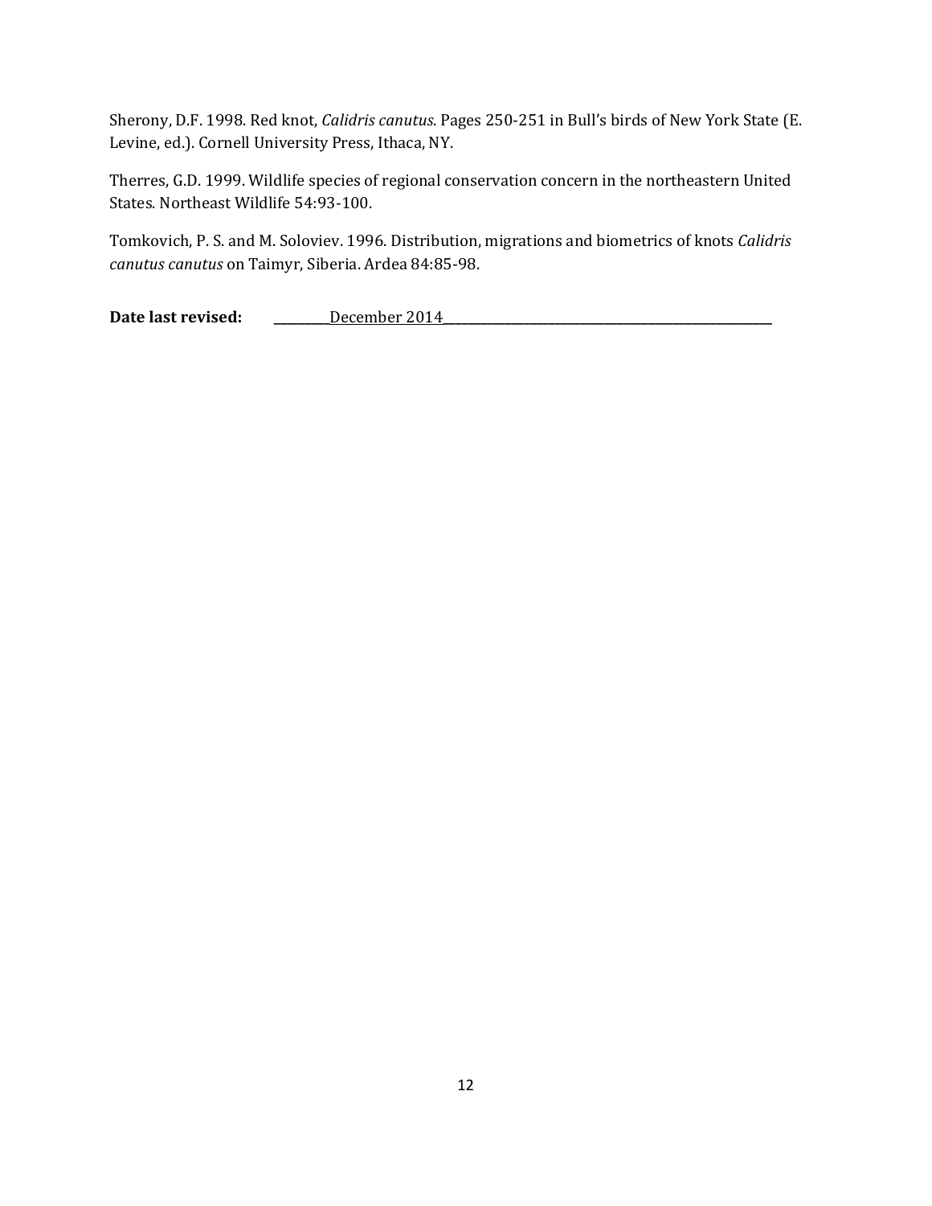Sherony, D.F. 1998. Red knot, *Calidris canutus*. Pages 250-251 in Bull's birds of New York State (E. Levine, ed.). Cornell University Press, Ithaca, NY.

Therres, G.D. 1999. Wildlife species of regional conservation concern in the northeastern United States. Northeast Wildlife 54:93-100.

Tomkovich, P. S. and M. Soloviev. 1996. Distribution, migrations and biometrics of knots *Calidris canutus canutus* on Taimyr, Siberia. Ardea 84:85-98.

**Date last revised:** December 2014